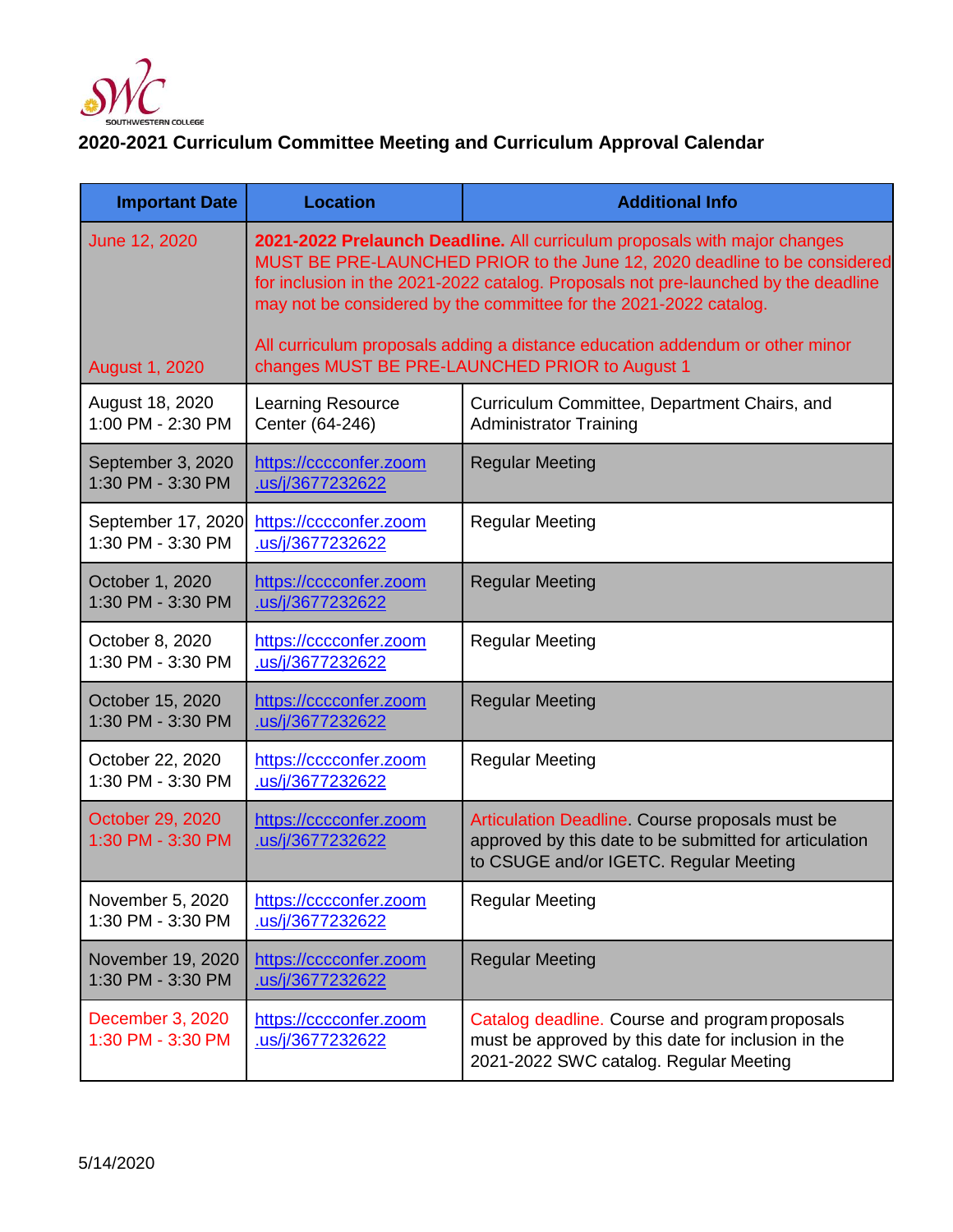SWC SOUTHWESTERN COLLEGE

## 2020-2021 Curriculum Committee Meeting and Curriculum Approval Calendar

| Important Date | Location | Additional Info |
|---|---|---|
| June 12, 2020<br><br>August 1, 2020 | **2021-2022 Prelaunch Deadline.** All curriculum proposals with major changes MUST BE PRE-LAUNCHED PRIOR to the June 12, 2020 deadline to be considered for inclusion in the 2021-2022 catalog. Proposals not pre-launched by the deadline may not be considered by the committee for the 2021-2022 catalog.<br><br>All curriculum proposals adding a distance education addendum or other minor changes MUST BE PRE-LAUNCHED PRIOR to August 1 | |
| August 18, 2020<br>1:00 PM - 2:30 PM | Learning Resource Center (64-246) | Curriculum Committee, Department Chairs, and Administrator Training |
| September 3, 2020<br>1:30 PM - 3:30 PM | https://cccconfer.zoom.us/j/3677232622 | Regular Meeting |
| September 17, 2020<br>1:30 PM - 3:30 PM | https://cccconfer.zoom.us/j/3677232622 | Regular Meeting |
| October 1, 2020<br>1:30 PM - 3:30 PM | https://cccconfer.zoom.us/j/3677232622 | Regular Meeting |
| October 8, 2020<br>1:30 PM - 3:30 PM | https://cccconfer.zoom.us/j/3677232622 | Regular Meeting |
| October 15, 2020<br>1:30 PM - 3:30 PM | https://cccconfer.zoom.us/j/3677232622 | Regular Meeting |
| October 22, 2020<br>1:30 PM - 3:30 PM | https://cccconfer.zoom.us/j/3677232622 | Regular Meeting |
| October 29, 2020<br>1:30 PM - 3:30 PM | https://cccconfer.zoom.us/j/3677232622 | Articulation Deadline. Course proposals must be approved by this date to be submitted for articulation to CSUGE and/or IGETC. Regular Meeting |
| November 5, 2020<br>1:30 PM - 3:30 PM | https://cccconfer.zoom.us/j/3677232622 | Regular Meeting |
| November 19, 2020<br>1:30 PM - 3:30 PM | https://cccconfer.zoom.us/j/3677232622 | Regular Meeting |
| December 3, 2020<br>1:30 PM - 3:30 PM | https://cccconfer.zoom.us/j/3677232622 | Catalog deadline. Course and program proposals must be approved by this date for inclusion in the 2021-2022 SWC catalog. Regular Meeting |

5/14/2020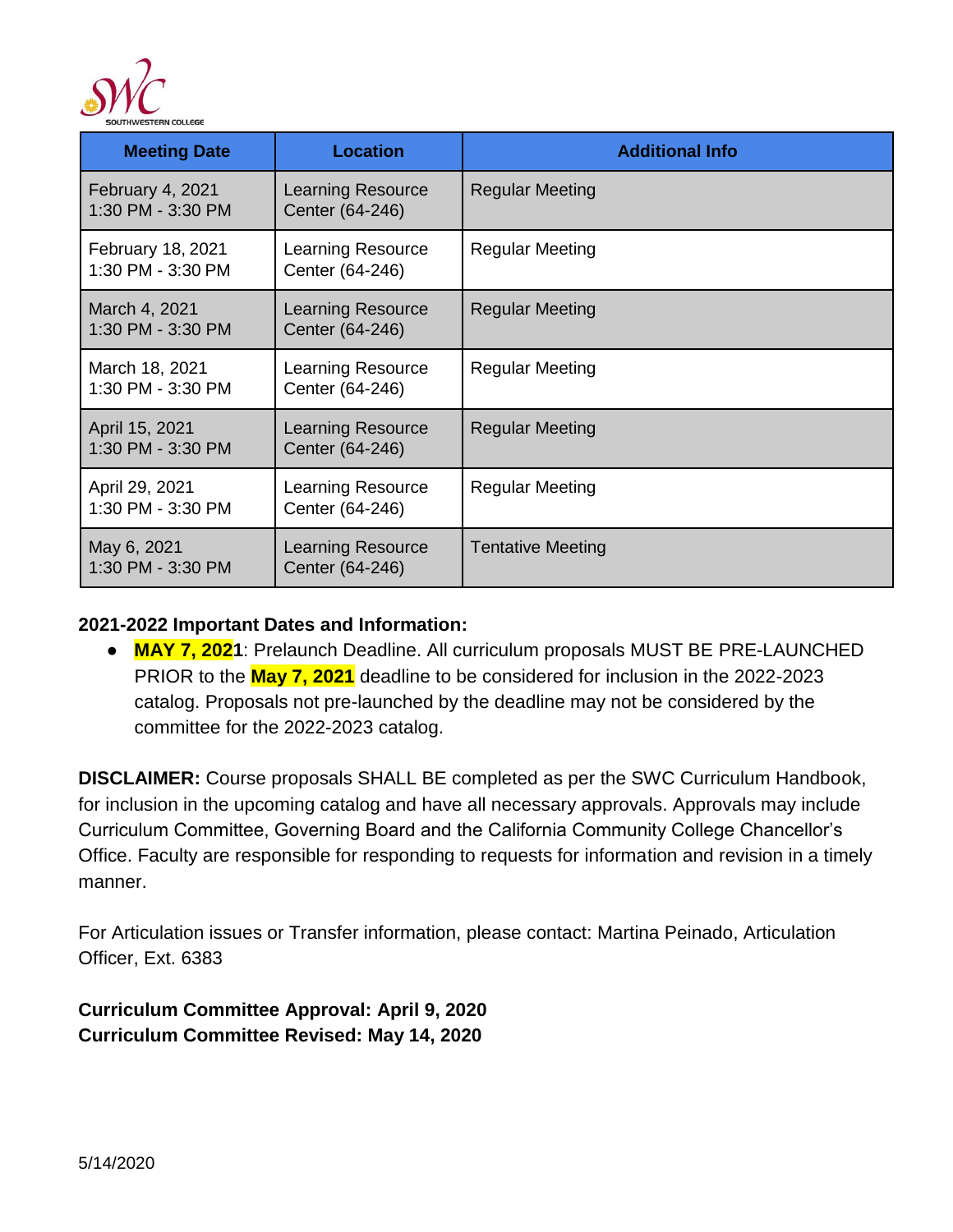| Meeting Date | Location | Additional Info |
|---|---|---|
| February 4, 2021<br>1:30 PM - 3:30 PM | Learning Resource Center (64-246) | Regular Meeting |
| February 18, 2021<br>1:30 PM - 3:30 PM | Learning Resource Center (64-246) | Regular Meeting |
| March 4, 2021<br>1:30 PM - 3:30 PM | Learning Resource Center (64-246) | Regular Meeting |
| March 18, 2021<br>1:30 PM - 3:30 PM | Learning Resource Center (64-246) | Regular Meeting |
| April 15, 2021<br>1:30 PM - 3:30 PM | Learning Resource Center (64-246) | Regular Meeting |
| April 29, 2021<br>1:30 PM - 3:30 PM | Learning Resource Center (64-246) | Regular Meeting |
| May 6, 2021<br>1:30 PM - 3:30 PM | Learning Resource Center (64-246) | Tentative Meeting |

**2021-2022 Important Dates and Information:**

- **MAY 7, 2021**: Prelaunch Deadline. All curriculum proposals MUST BE PRE-LAUNCHED PRIOR to the **May 7, 2021** deadline to be considered for inclusion in the 2022-2023 catalog. Proposals not pre-launched by the deadline may not be considered by the committee for the 2022-2023 catalog.

**DISCLAIMER:** Course proposals SHALL BE completed as per the SWC Curriculum Handbook, for inclusion in the upcoming catalog and have all necessary approvals. Approvals may include Curriculum Committee, Governing Board and the California Community College Chancellor's Office. Faculty are responsible for responding to requests for information and revision in a timely manner.

For Articulation issues or Transfer information, please contact: Martina Peinado, Articulation Officer, Ext. 6383

**Curriculum Committee Approval: April 9, 2020**
**Curriculum Committee Revised: May 14, 2020**